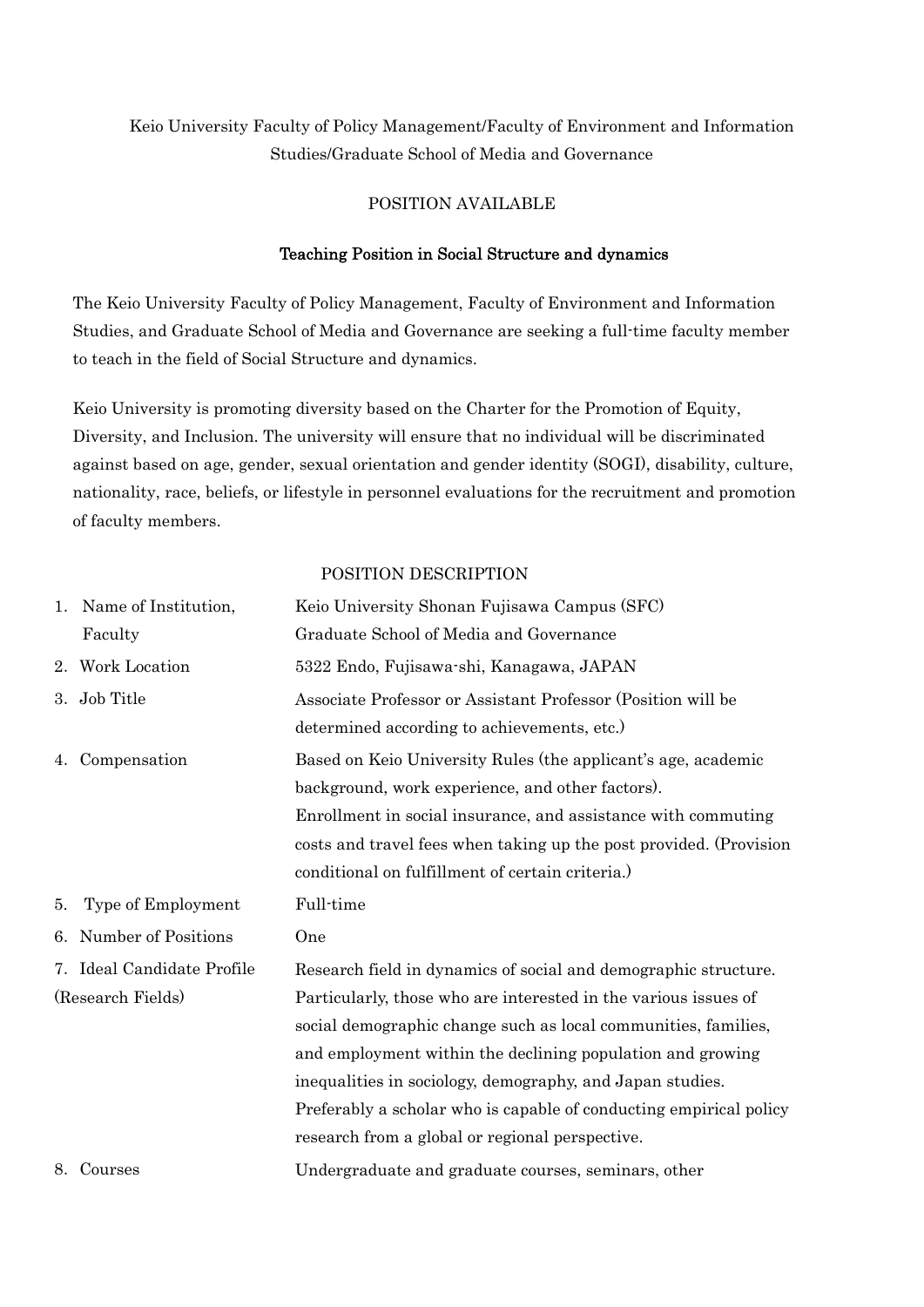Keio University Faculty of Policy Management/Faculty of Environment and Information Studies/Graduate School of Media and Governance

POSITION AVAILABLE

**Teaching Position in Social Structure and dynamics**

The Keio University Faculty of Policy Management, Faculty of Environment and Information Studies, and Graduate School of Media and Governance are seeking a full-time faculty member to teach in the field of Social Structure and dynamics.

Keio University is promoting diversity based on the Charter for the Promotion of Equity, Diversity, and Inclusion. The university will ensure that no individual will be discriminated against based on age, gender, sexual orientation and gender identity (SOGI), disability, culture, nationality, race, beliefs, or lifestyle in personnel evaluations for the recruitment and promotion of faculty members.

POSITION DESCRIPTION

| | |
|---|---|
| 1. Name of Institution, Faculty | Keio University Shonan Fujisawa Campus (SFC)<br>Graduate School of Media and Governance |
| 2. Work Location | 5322 Endo, Fujisawa-shi, Kanagawa, JAPAN |
| 3. Job Title | Associate Professor or Assistant Professor (Position will be determined according to achievements, etc.) |
| 4. Compensation | Based on Keio University Rules (the applicant's age, academic background, work experience, and other factors).<br>Enrollment in social insurance, and assistance with commuting costs and travel fees when taking up the post provided. (Provision conditional on fulfillment of certain criteria.) |
| 5. Type of Employment | Full-time |
| 6. Number of Positions | One |
| 7. Ideal Candidate Profile (Research Fields) | Research field in dynamics of social and demographic structure. Particularly, those who are interested in the various issues of social demographic change such as local communities, families, and employment within the declining population and growing inequalities in sociology, demography, and Japan studies. Preferably a scholar who is capable of conducting empirical policy research from a global or regional perspective. |
| 8. Courses | Undergraduate and graduate courses, seminars, other |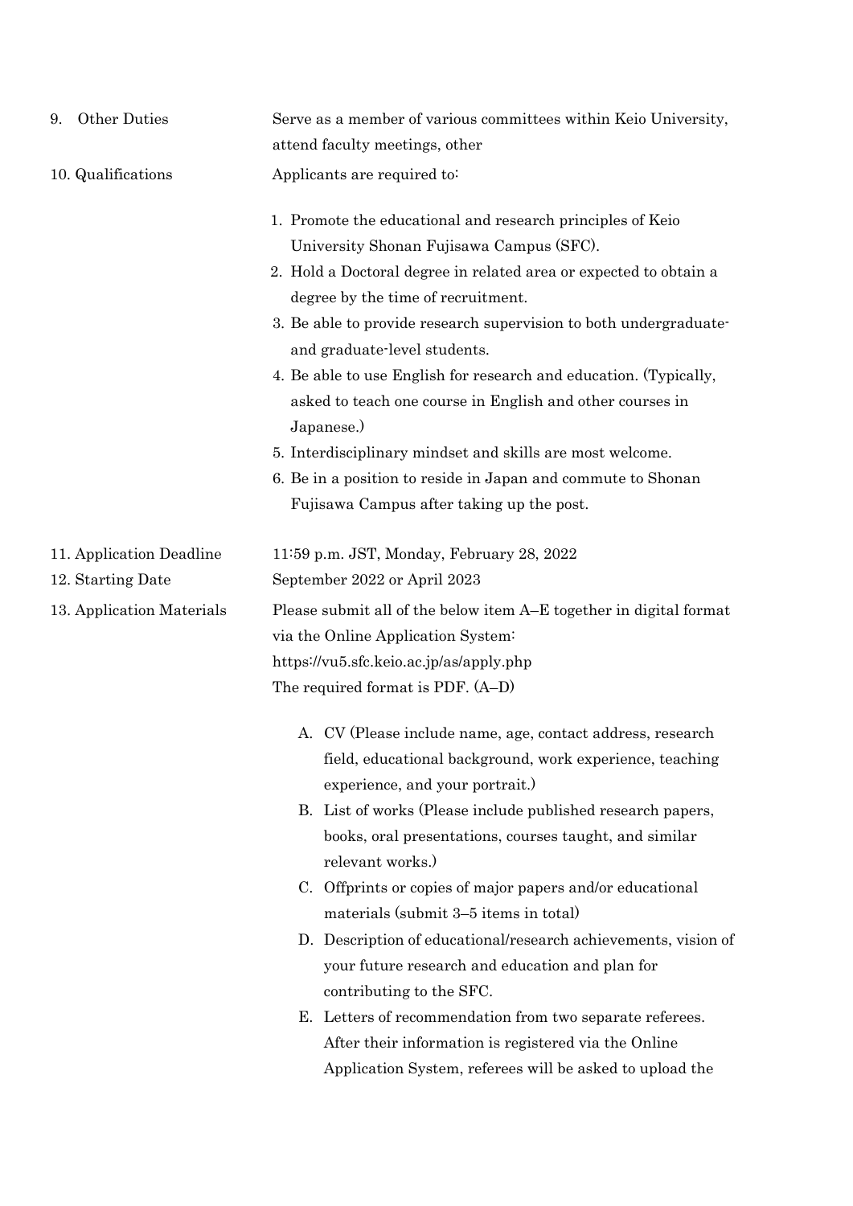9. Other Duties

Serve as a member of various committees within Keio University, attend faculty meetings, other

10. Qualifications

Applicants are required to:

1. Promote the educational and research principles of Keio University Shonan Fujisawa Campus (SFC).
2. Hold a Doctoral degree in related area or expected to obtain a degree by the time of recruitment.
3. Be able to provide research supervision to both undergraduate- and graduate-level students.
4. Be able to use English for research and education. (Typically, asked to teach one course in English and other courses in Japanese.)
5. Interdisciplinary mindset and skills are most welcome.
6. Be in a position to reside in Japan and commute to Shonan Fujisawa Campus after taking up the post.

11. Application Deadline

11:59 p.m. JST, Monday, February 28, 2022

12. Starting Date

September 2022 or April 2023

13. Application Materials

Please submit all of the below item A–E together in digital format via the Online Application System:
https://vu5.sfc.keio.ac.jp/as/apply.php
The required format is PDF. (A–D)

A. CV (Please include name, age, contact address, research field, educational background, work experience, teaching experience, and your portrait.)
B. List of works (Please include published research papers, books, oral presentations, courses taught, and similar relevant works.)
C. Offprints or copies of major papers and/or educational materials (submit 3–5 items in total)
D. Description of educational/research achievements, vision of your future research and education and plan for contributing to the SFC.
E. Letters of recommendation from two separate referees. After their information is registered via the Online Application System, referees will be asked to upload the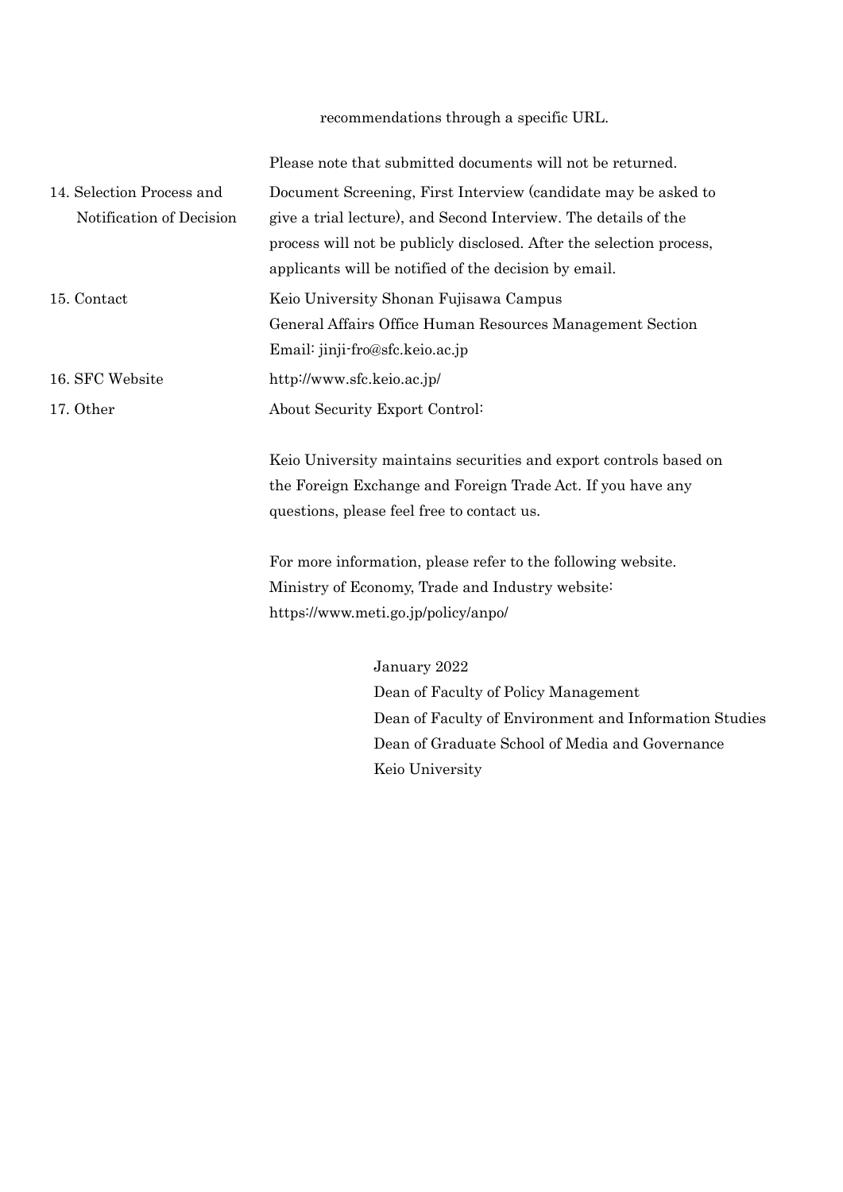recommendations through a specific URL.

Please note that submitted documents will not be returned.

| | |
|---|---|
| 14. Selection Process and Notification of Decision | Document Screening, First Interview (candidate may be asked to give a trial lecture), and Second Interview. The details of the process will not be publicly disclosed. After the selection process, applicants will be notified of the decision by email. |
| 15. Contact | Keio University Shonan Fujisawa Campus<br>General Affairs Office Human Resources Management Section<br>Email: jinji-fro@sfc.keio.ac.jp |
| 16. SFC Website | http://www.sfc.keio.ac.jp/ |
| 17. Other | About Security Export Control:<br><br>Keio University maintains securities and export controls based on the Foreign Exchange and Foreign Trade Act. If you have any questions, please feel free to contact us.<br><br>For more information, please refer to the following website.<br>Ministry of Economy, Trade and Industry website:<br>https://www.meti.go.jp/policy/anpo/ |

January 2022
Dean of Faculty of Policy Management
Dean of Faculty of Environment and Information Studies
Dean of Graduate School of Media and Governance
Keio University